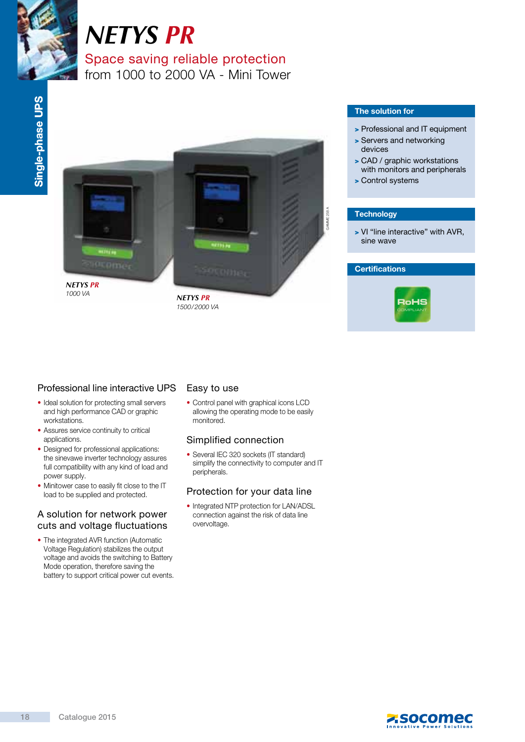# NETYS PR

## Space saving reliable protection
from 1000 to 2000 VA - Mini Tower

Single-phase UPS

NETYS PR
1000 VA

NETYS PR
1500/2000 VA

### The solution for

- > Professional and IT equipment
- > Servers and networking devices
- > CAD / graphic workstations with monitors and peripherals
- > Control systems

### Technology

- > VI "line interactive" with AVR, sine wave

### Certifications

RoHS COMPLIANT

### Professional line interactive UPS

- Ideal solution for protecting small servers and high performance CAD or graphic workstations.
- Assures service continuity to critical applications.
- Designed for professional applications: the sinevawe inverter technology assures full compatibility with any kind of load and power supply.
- Minitower case to easily fit close to the IT load to be supplied and protected.

### A solution for network power cuts and voltage fluctuations

- The integrated AVR function (Automatic Voltage Regulation) stabilizes the output voltage and avoids the switching to Battery Mode operation, therefore saving the battery to support critical power cut events.

### Easy to use

- Control panel with graphical icons LCD allowing the operating mode to be easily monitored.

### Simplified connection

- Several IEC 320 sockets (IT standard) simplify the connectivity to computer and IT peripherals.

### Protection for your data line

- Integrated NTP protection for LAN/ADSL connection against the risk of data line overvoltage.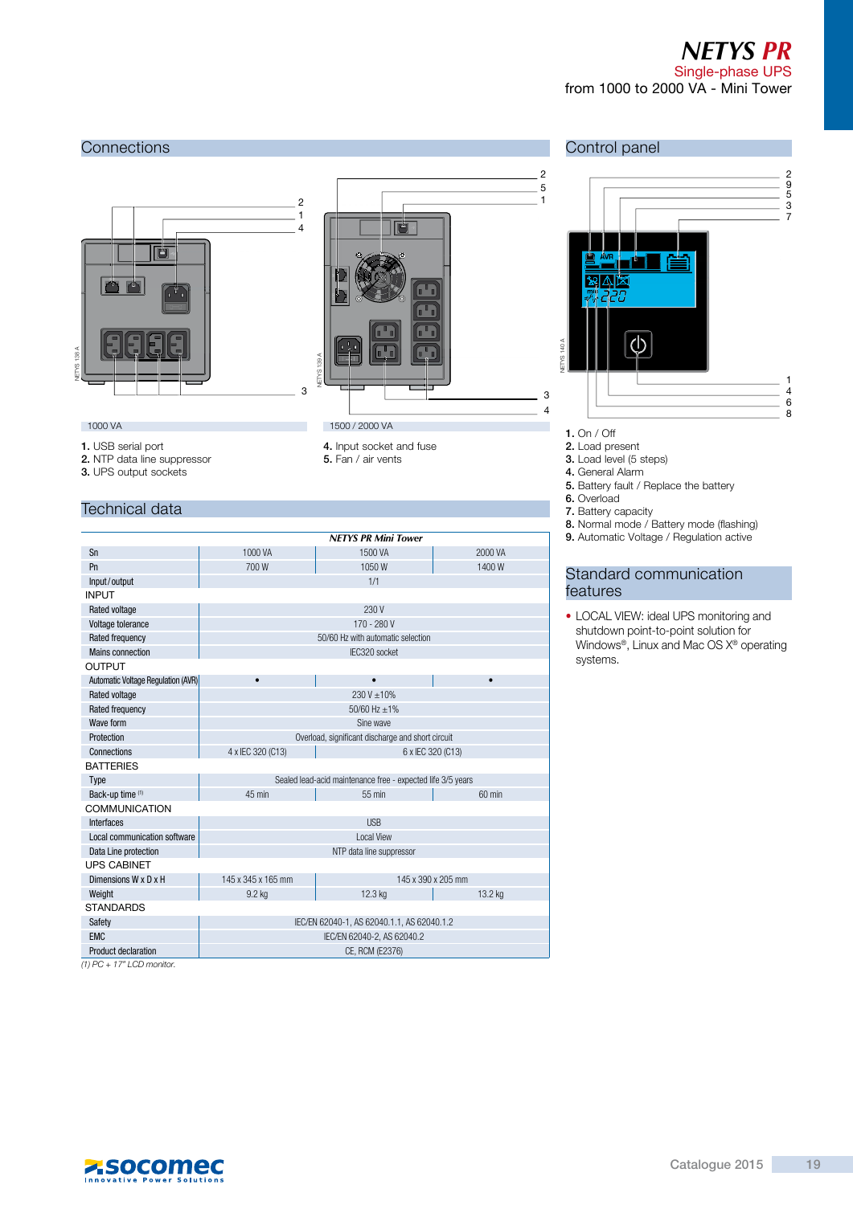# NETYS PR

Single-phase UPS

from 1000 to 2000 VA - Mini Tower

## Connections

1000 VA

1500 / 2000 VA

1. USB serial port
2. NTP data line suppressor
3. UPS output sockets
4. Input socket and fuse
5. Fan / air vents

## Control panel

1. On / Off
2. Load present
3. Load level (5 steps)
4. General Alarm
5. Battery fault / Replace the battery
6. Overload
7. Battery capacity
8. Normal mode / Battery mode (flashing)
9. Automatic Voltage / Regulation active

## Technical data

| | NETYS PR Mini Tower | | |
|---|---|---|---|
| Sn | 1000 VA | 1500 VA | 2000 VA |
| Pn | 700 W | 1050 W | 1400 W |
| Input/output | 1/1 | | |
| **INPUT** | | | |
| Rated voltage | 230 V | | |
| Voltage tolerance | 170 - 280 V | | |
| Rated frequency | 50/60 Hz with automatic selection | | |
| Mains connection | IEC320 socket | | |
| **OUTPUT** | | | |
| Automatic Voltage Regulation (AVR) | • | • | • |
| Rated voltage | 230 V ±10% | | |
| Rated frequency | 50/60 Hz ±1% | | |
| Wave form | Sine wave | | |
| Protection | Overload, significant discharge and short circuit | | |
| Connections | 4 x IEC 320 (C13) | 6 x IEC 320 (C13) | |
| **BATTERIES** | | | |
| Type | Sealed lead-acid maintenance free - expected life 3/5 years | | |
| Back-up time [1] | 45 min | 55 min | 60 min |
| **COMMUNICATION** | | | |
| Interfaces | USB | | |
| Local communication software | Local View | | |
| Data Line protection | NTP data line suppressor | | |
| **UPS CABINET** | | | |
| Dimensions W x D x H | 145 x 345 x 165 mm | 145 x 390 x 205 mm | |
| Weight | 9.2 kg | 12.3 kg | 13.2 kg |
| **STANDARDS** | | | |
| Safety | IEC/EN 62040-1, AS 62040.1.1, AS 62040.1.2 | | |
| EMC | IEC/EN 62040-2, AS 62040.2 | | |
| Product declaration | CE, RCM (E2376) | | |

*(1) PC + 17" LCD monitor.*

## Standard communication features

- LOCAL VIEW: ideal UPS monitoring and shutdown point-to-point solution for Windows®, Linux and Mac OS X® operating systems.

socomec
Innovative Power Solutions